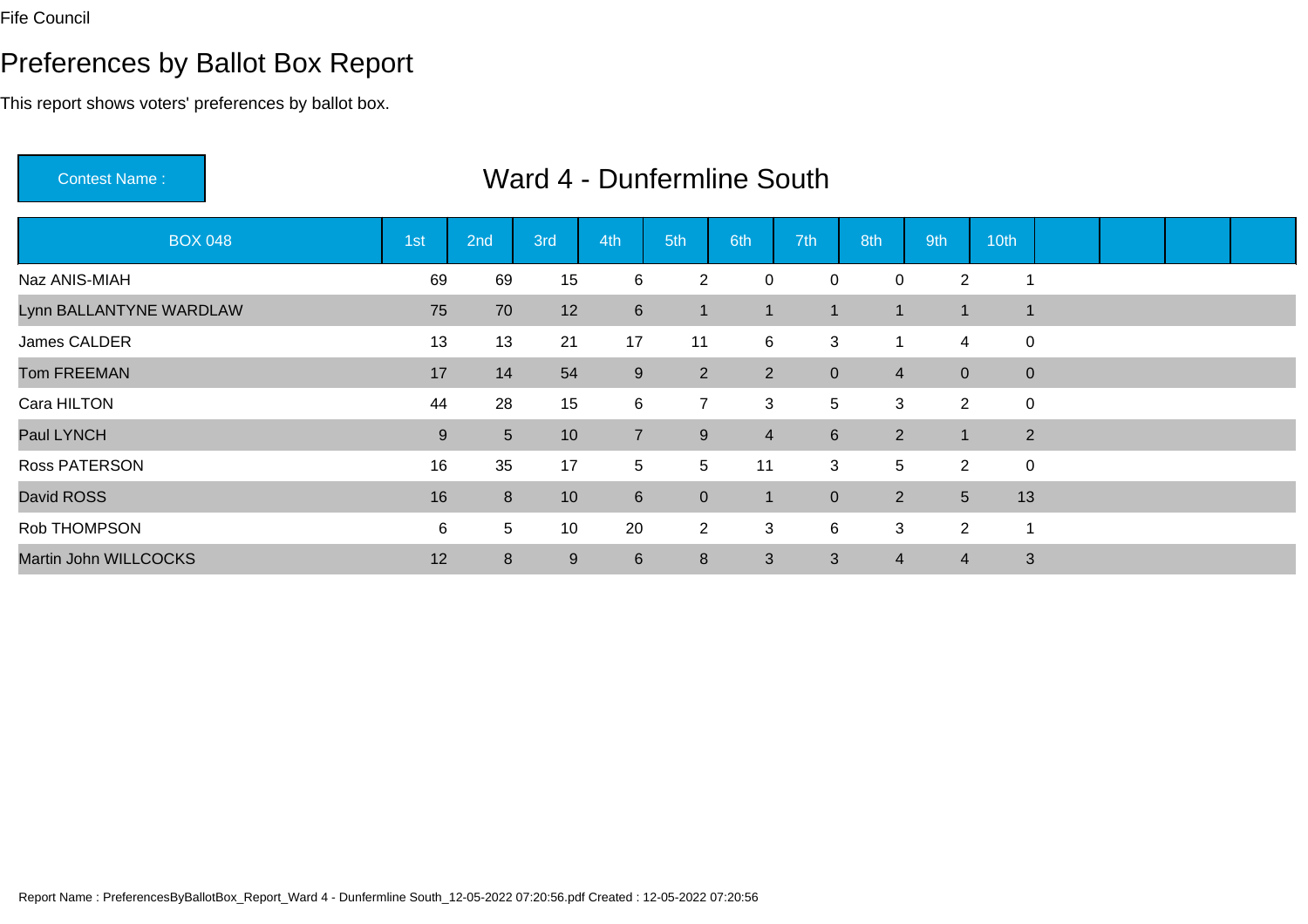Fife Council

# Preferences by Ballot Box Report

This report shows voters' preferences by ballot box.

**Contest Name :** Ward 4 - Dunfermline South

| BOX 048 | 1st | 2nd | 3rd | 4th | 5th | 6th | 7th | 8th | 9th | 10th | | | | |
|---|---|---|---|---|---|---|---|---|---|---|---|---|---|---|
| Naz ANIS-MIAH | 69 | 69 | 15 | 6 | 2 | 0 | 0 | 0 | 2 | 1 | | | | |
| Lynn BALLANTYNE WARDLAW | 75 | 70 | 12 | 6 | 1 | 1 | 1 | 1 | 1 | 1 | | | | |
| James CALDER | 13 | 13 | 21 | 17 | 11 | 6 | 3 | 1 | 4 | 0 | | | | |
| Tom FREEMAN | 17 | 14 | 54 | 9 | 2 | 2 | 0 | 4 | 0 | 0 | | | | |
| Cara HILTON | 44 | 28 | 15 | 6 | 7 | 3 | 5 | 3 | 2 | 0 | | | | |
| Paul LYNCH | 9 | 5 | 10 | 7 | 9 | 4 | 6 | 2 | 1 | 2 | | | | |
| Ross PATERSON | 16 | 35 | 17 | 5 | 5 | 11 | 3 | 5 | 2 | 0 | | | | |
| David ROSS | 16 | 8 | 10 | 6 | 0 | 1 | 0 | 2 | 5 | 13 | | | | |
| Rob THOMPSON | 6 | 5 | 10 | 20 | 2 | 3 | 6 | 3 | 2 | 1 | | | | |
| Martin John WILLCOCKS | 12 | 8 | 9 | 6 | 8 | 3 | 3 | 4 | 4 | 3 | | | | |

Report Name : PreferencesByBallotBox_Report_Ward 4 - Dunfermline South_12-05-2022 07:20:56.pdf Created : 12-05-2022 07:20:56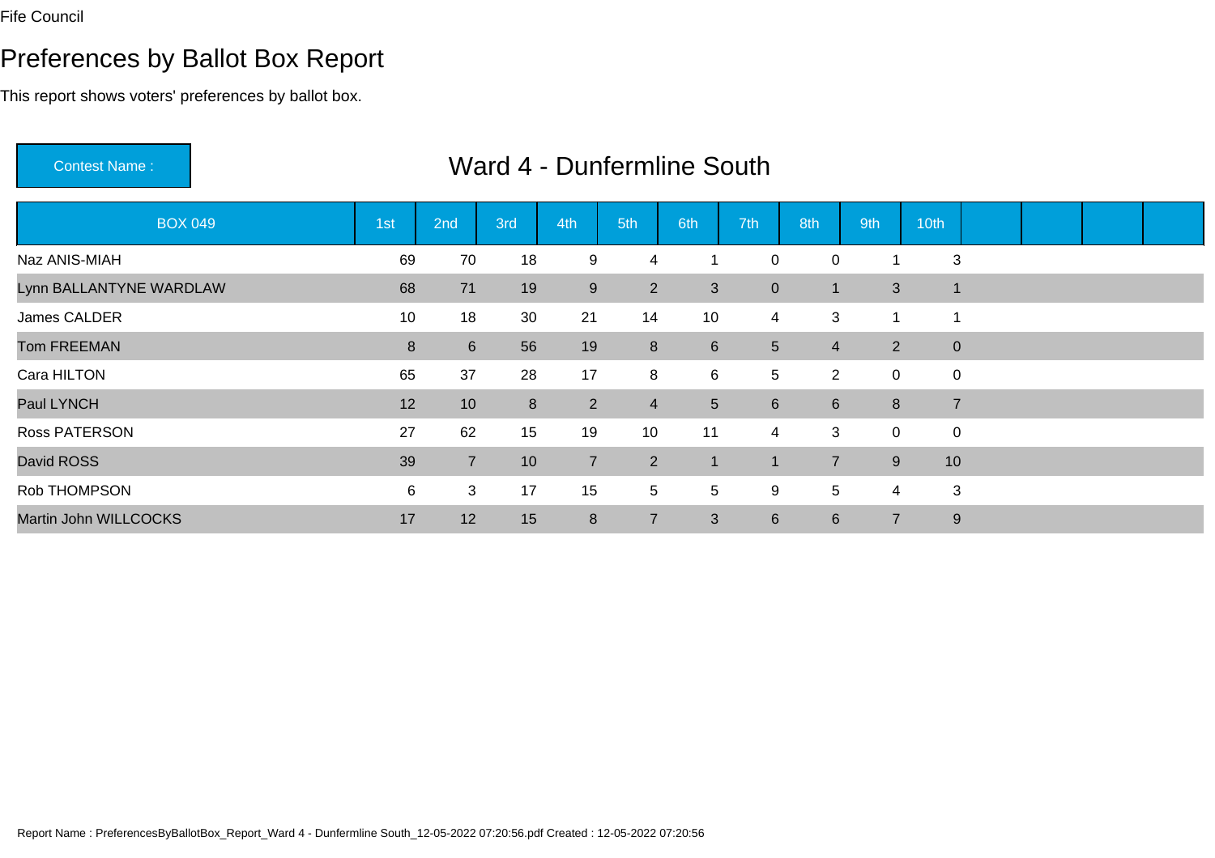Fife Council

# Preferences by Ballot Box Report

This report shows voters' preferences by ballot box.

Contest Name : **Ward 4 - Dunfermline South**

| BOX 049 | 1st | 2nd | 3rd | 4th | 5th | 6th | 7th | 8th | 9th | 10th | | | | |
|---|---|---|---|---|---|---|---|---|---|---|---|---|---|---|
| Naz ANIS-MIAH | 69 | 70 | 18 | 9 | 4 | 1 | 0 | 0 | 1 | 3 | | | | |
| Lynn BALLANTYNE WARDLAW | 68 | 71 | 19 | 9 | 2 | 3 | 0 | 1 | 3 | 1 | | | | |
| James CALDER | 10 | 18 | 30 | 21 | 14 | 10 | 4 | 3 | 1 | 1 | | | | |
| Tom FREEMAN | 8 | 6 | 56 | 19 | 8 | 6 | 5 | 4 | 2 | 0 | | | | |
| Cara HILTON | 65 | 37 | 28 | 17 | 8 | 6 | 5 | 2 | 0 | 0 | | | | |
| Paul LYNCH | 12 | 10 | 8 | 2 | 4 | 5 | 6 | 6 | 8 | 7 | | | | |
| Ross PATERSON | 27 | 62 | 15 | 19 | 10 | 11 | 4 | 3 | 0 | 0 | | | | |
| David ROSS | 39 | 7 | 10 | 7 | 2 | 1 | 1 | 7 | 9 | 10 | | | | |
| Rob THOMPSON | 6 | 3 | 17 | 15 | 5 | 5 | 9 | 5 | 4 | 3 | | | | |
| Martin John WILLCOCKS | 17 | 12 | 15 | 8 | 7 | 3 | 6 | 6 | 7 | 9 | | | | |

Report Name : PreferencesByBallotBox_Report_Ward 4 - Dunfermline South_12-05-2022 07:20:56.pdf Created : 12-05-2022 07:20:56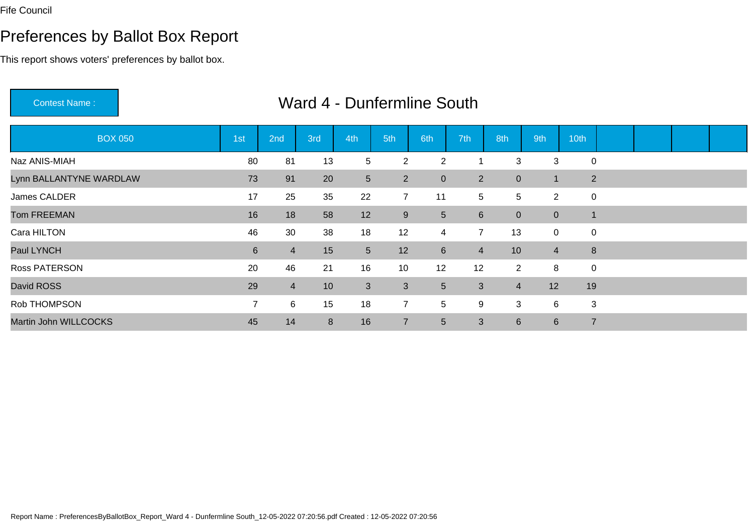Fife Council

# Preferences by Ballot Box Report

This report shows voters' preferences by ballot box.

**Contest Name :** Ward 4 - Dunfermline South

| BOX 050 | 1st | 2nd | 3rd | 4th | 5th | 6th | 7th | 8th | 9th | 10th | | | | |
|---|---|---|---|---|---|---|---|---|---|---|---|---|---|---|
| Naz ANIS-MIAH | 80 | 81 | 13 | 5 | 2 | 2 | 1 | 3 | 3 | 0 | | | | |
| Lynn BALLANTYNE WARDLAW | 73 | 91 | 20 | 5 | 2 | 0 | 2 | 0 | 1 | 2 | | | | |
| James CALDER | 17 | 25 | 35 | 22 | 7 | 11 | 5 | 5 | 2 | 0 | | | | |
| Tom FREEMAN | 16 | 18 | 58 | 12 | 9 | 5 | 6 | 0 | 0 | 1 | | | | |
| Cara HILTON | 46 | 30 | 38 | 18 | 12 | 4 | 7 | 13 | 0 | 0 | | | | |
| Paul LYNCH | 6 | 4 | 15 | 5 | 12 | 6 | 4 | 10 | 4 | 8 | | | | |
| Ross PATERSON | 20 | 46 | 21 | 16 | 10 | 12 | 12 | 2 | 8 | 0 | | | | |
| David ROSS | 29 | 4 | 10 | 3 | 3 | 5 | 3 | 4 | 12 | 19 | | | | |
| Rob THOMPSON | 7 | 6 | 15 | 18 | 7 | 5 | 9 | 3 | 6 | 3 | | | | |
| Martin John WILLCOCKS | 45 | 14 | 8 | 16 | 7 | 5 | 3 | 6 | 6 | 7 | | | | |

Report Name : PreferencesByBallotBox_Report_Ward 4 - Dunfermline South_12-05-2022 07:20:56.pdf Created : 12-05-2022 07:20:56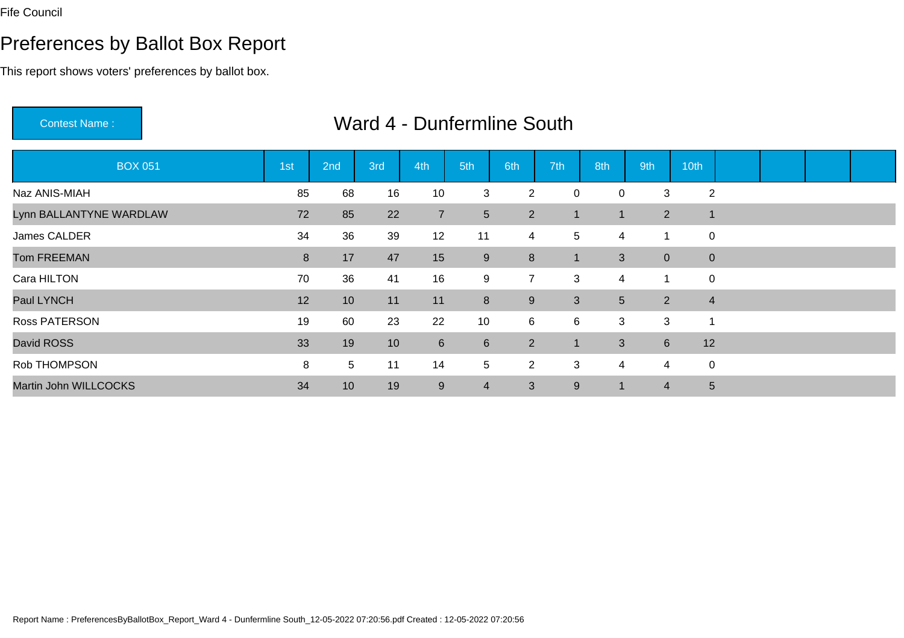Fife Council

# Preferences by Ballot Box Report

This report shows voters' preferences by ballot box.

**Contest Name :** Ward 4 - Dunfermline South

| BOX 051 | 1st | 2nd | 3rd | 4th | 5th | 6th | 7th | 8th | 9th | 10th | | | | |
|---|---|---|---|---|---|---|---|---|---|---|---|---|---|---|
| Naz ANIS-MIAH | 85 | 68 | 16 | 10 | 3 | 2 | 0 | 0 | 3 | 2 | | | | |
| Lynn BALLANTYNE WARDLAW | 72 | 85 | 22 | 7 | 5 | 2 | 1 | 1 | 2 | 1 | | | | |
| James CALDER | 34 | 36 | 39 | 12 | 11 | 4 | 5 | 4 | 1 | 0 | | | | |
| Tom FREEMAN | 8 | 17 | 47 | 15 | 9 | 8 | 1 | 3 | 0 | 0 | | | | |
| Cara HILTON | 70 | 36 | 41 | 16 | 9 | 7 | 3 | 4 | 1 | 0 | | | | |
| Paul LYNCH | 12 | 10 | 11 | 11 | 8 | 9 | 3 | 5 | 2 | 4 | | | | |
| Ross PATERSON | 19 | 60 | 23 | 22 | 10 | 6 | 6 | 3 | 3 | 1 | | | | |
| David ROSS | 33 | 19 | 10 | 6 | 6 | 2 | 1 | 3 | 6 | 12 | | | | |
| Rob THOMPSON | 8 | 5 | 11 | 14 | 5 | 2 | 3 | 4 | 4 | 0 | | | | |
| Martin John WILLCOCKS | 34 | 10 | 19 | 9 | 4 | 3 | 9 | 1 | 4 | 5 | | | | |

Report Name : PreferencesByBallotBox_Report_Ward 4 - Dunfermline South_12-05-2022 07:20:56.pdf Created : 12-05-2022 07:20:56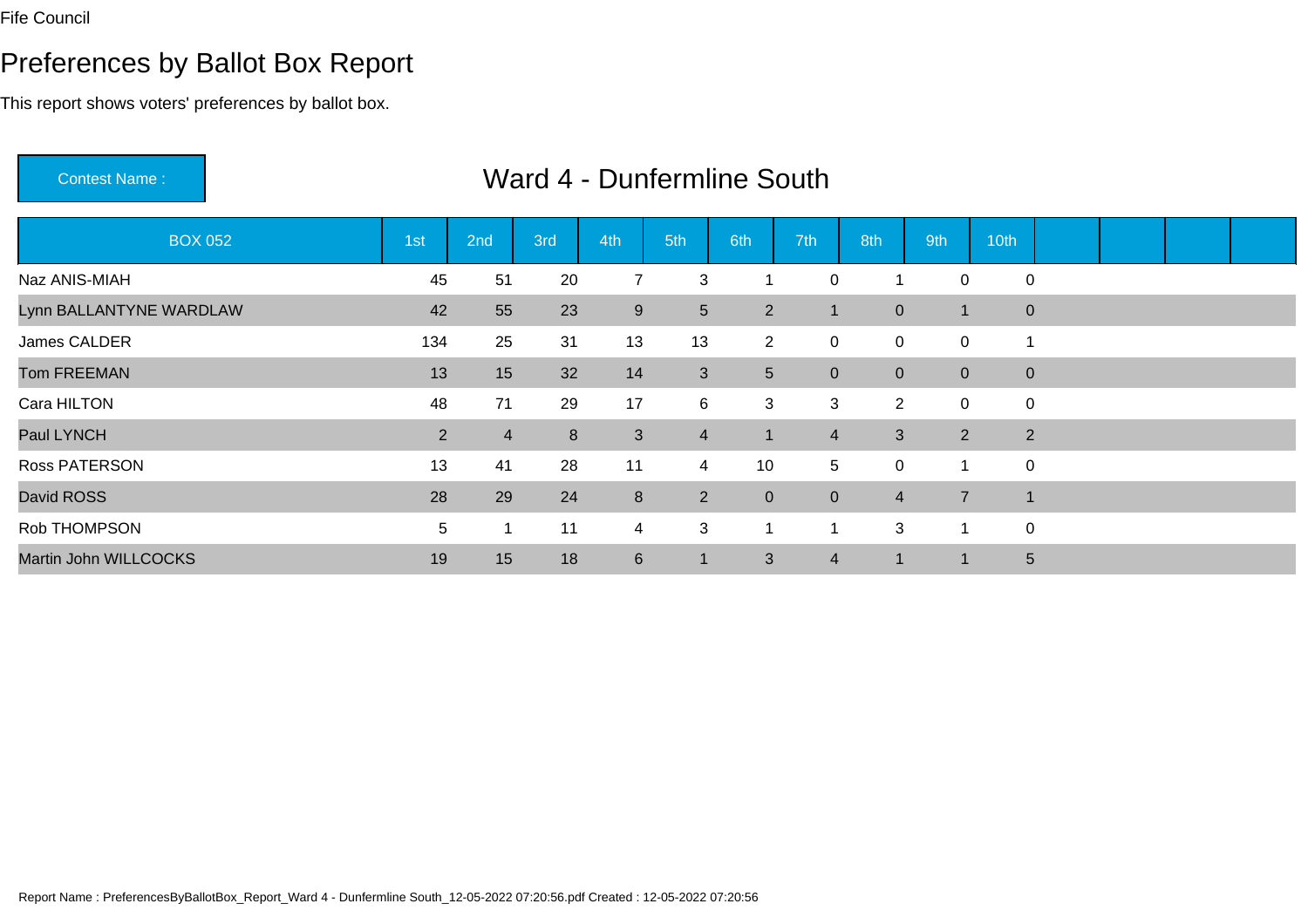Fife Council

# Preferences by Ballot Box Report

This report shows voters' preferences by ballot box.

Contest Name : **Ward 4 - Dunfermline South**

| BOX 052 | 1st | 2nd | 3rd | 4th | 5th | 6th | 7th | 8th | 9th | 10th |
|---|---|---|---|---|---|---|---|---|---|---|
| Naz ANIS-MIAH | 45 | 51 | 20 | 7 | 3 | 1 | 0 | 1 | 0 | 0 |
| Lynn BALLANTYNE WARDLAW | 42 | 55 | 23 | 9 | 5 | 2 | 1 | 0 | 1 | 0 |
| James CALDER | 134 | 25 | 31 | 13 | 13 | 2 | 0 | 0 | 0 | 1 |
| Tom FREEMAN | 13 | 15 | 32 | 14 | 3 | 5 | 0 | 0 | 0 | 0 |
| Cara HILTON | 48 | 71 | 29 | 17 | 6 | 3 | 3 | 2 | 0 | 0 |
| Paul LYNCH | 2 | 4 | 8 | 3 | 4 | 1 | 4 | 3 | 2 | 2 |
| Ross PATERSON | 13 | 41 | 28 | 11 | 4 | 10 | 5 | 0 | 1 | 0 |
| David ROSS | 28 | 29 | 24 | 8 | 2 | 0 | 0 | 4 | 7 | 1 |
| Rob THOMPSON | 5 | 1 | 11 | 4 | 3 | 1 | 1 | 3 | 1 | 0 |
| Martin John WILLCOCKS | 19 | 15 | 18 | 6 | 1 | 3 | 4 | 1 | 1 | 5 |

Report Name : PreferencesByBallotBox_Report_Ward 4 - Dunfermline South_12-05-2022 07:20:56.pdf Created : 12-05-2022 07:20:56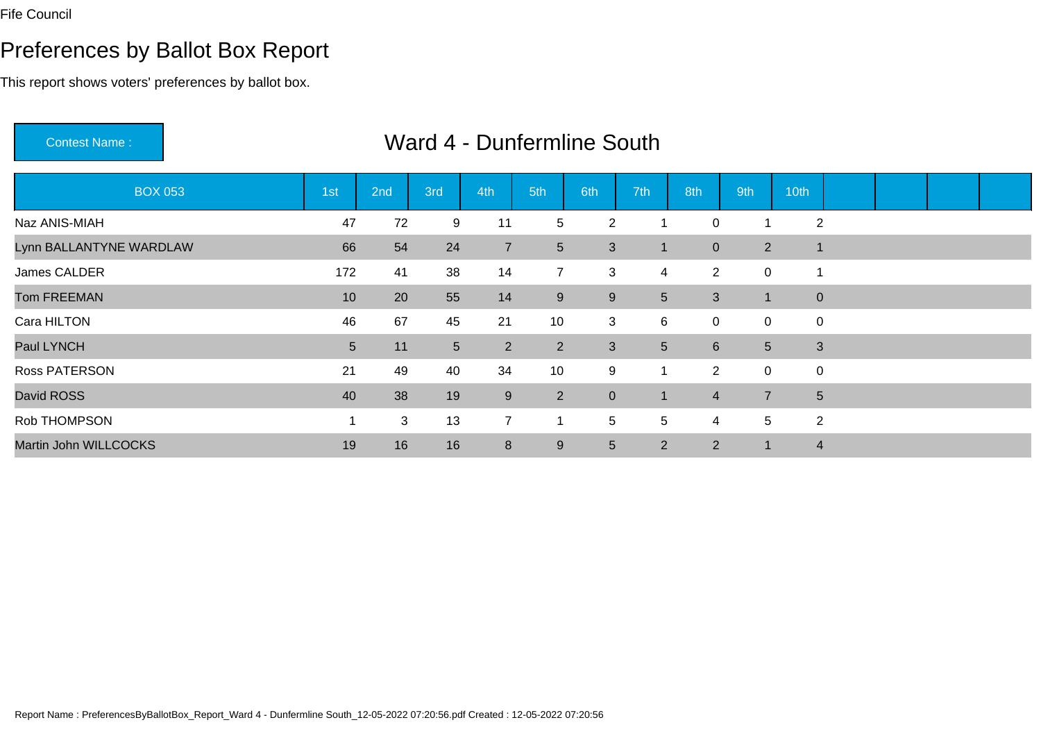Fife Council

# Preferences by Ballot Box Report

This report shows voters' preferences by ballot box.

Contest Name : **Ward 4 - Dunfermline South**

| BOX 053 | 1st | 2nd | 3rd | 4th | 5th | 6th | 7th | 8th | 9th | 10th | | | | |
|---|---|---|---|---|---|---|---|---|---|---|---|---|---|---|
| Naz ANIS-MIAH | 47 | 72 | 9 | 11 | 5 | 2 | 1 | 0 | 1 | 2 | | | | |
| Lynn BALLANTYNE WARDLAW | 66 | 54 | 24 | 7 | 5 | 3 | 1 | 0 | 2 | 1 | | | | |
| James CALDER | 172 | 41 | 38 | 14 | 7 | 3 | 4 | 2 | 0 | 1 | | | | |
| Tom FREEMAN | 10 | 20 | 55 | 14 | 9 | 9 | 5 | 3 | 1 | 0 | | | | |
| Cara HILTON | 46 | 67 | 45 | 21 | 10 | 3 | 6 | 0 | 0 | 0 | | | | |
| Paul LYNCH | 5 | 11 | 5 | 2 | 2 | 3 | 5 | 6 | 5 | 3 | | | | |
| Ross PATERSON | 21 | 49 | 40 | 34 | 10 | 9 | 1 | 2 | 0 | 0 | | | | |
| David ROSS | 40 | 38 | 19 | 9 | 2 | 0 | 1 | 4 | 7 | 5 | | | | |
| Rob THOMPSON | 1 | 3 | 13 | 7 | 1 | 5 | 5 | 4 | 5 | 2 | | | | |
| Martin John WILLCOCKS | 19 | 16 | 16 | 8 | 9 | 5 | 2 | 2 | 1 | 4 | | | | |

Report Name : PreferencesByBallotBox_Report_Ward 4 - Dunfermline South_12-05-2022 07:20:56.pdf Created : 12-05-2022 07:20:56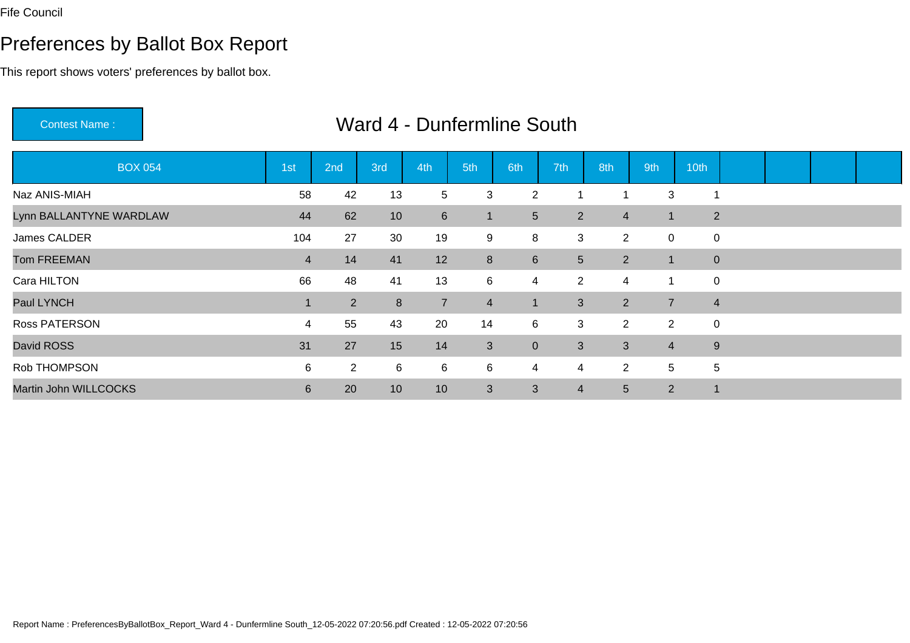Fife Council

# Preferences by Ballot Box Report

This report shows voters' preferences by ballot box.

| Contest Name : | Ward 4 - Dunfermline South |
|---|---|

| BOX 054 | 1st | 2nd | 3rd | 4th | 5th | 6th | 7th | 8th | 9th | 10th | | | | |
|---|---|---|---|---|---|---|---|---|---|---|---|---|---|---|
| Naz ANIS-MIAH | 58 | 42 | 13 | 5 | 3 | 2 | 1 | 1 | 3 | 1 | | | | |
| Lynn BALLANTYNE WARDLAW | 44 | 62 | 10 | 6 | 1 | 5 | 2 | 4 | 1 | 2 | | | | |
| James CALDER | 104 | 27 | 30 | 19 | 9 | 8 | 3 | 2 | 0 | 0 | | | | |
| Tom FREEMAN | 4 | 14 | 41 | 12 | 8 | 6 | 5 | 2 | 1 | 0 | | | | |
| Cara HILTON | 66 | 48 | 41 | 13 | 6 | 4 | 2 | 4 | 1 | 0 | | | | |
| Paul LYNCH | 1 | 2 | 8 | 7 | 4 | 1 | 3 | 2 | 7 | 4 | | | | |
| Ross PATERSON | 4 | 55 | 43 | 20 | 14 | 6 | 3 | 2 | 2 | 0 | | | | |
| David ROSS | 31 | 27 | 15 | 14 | 3 | 0 | 3 | 3 | 4 | 9 | | | | |
| Rob THOMPSON | 6 | 2 | 6 | 6 | 6 | 4 | 4 | 2 | 5 | 5 | | | | |
| Martin John WILLCOCKS | 6 | 20 | 10 | 10 | 3 | 3 | 4 | 5 | 2 | 1 | | | | |

Report Name : PreferencesByBallotBox_Report_Ward 4 - Dunfermline South_12-05-2022 07:20:56.pdf Created : 12-05-2022 07:20:56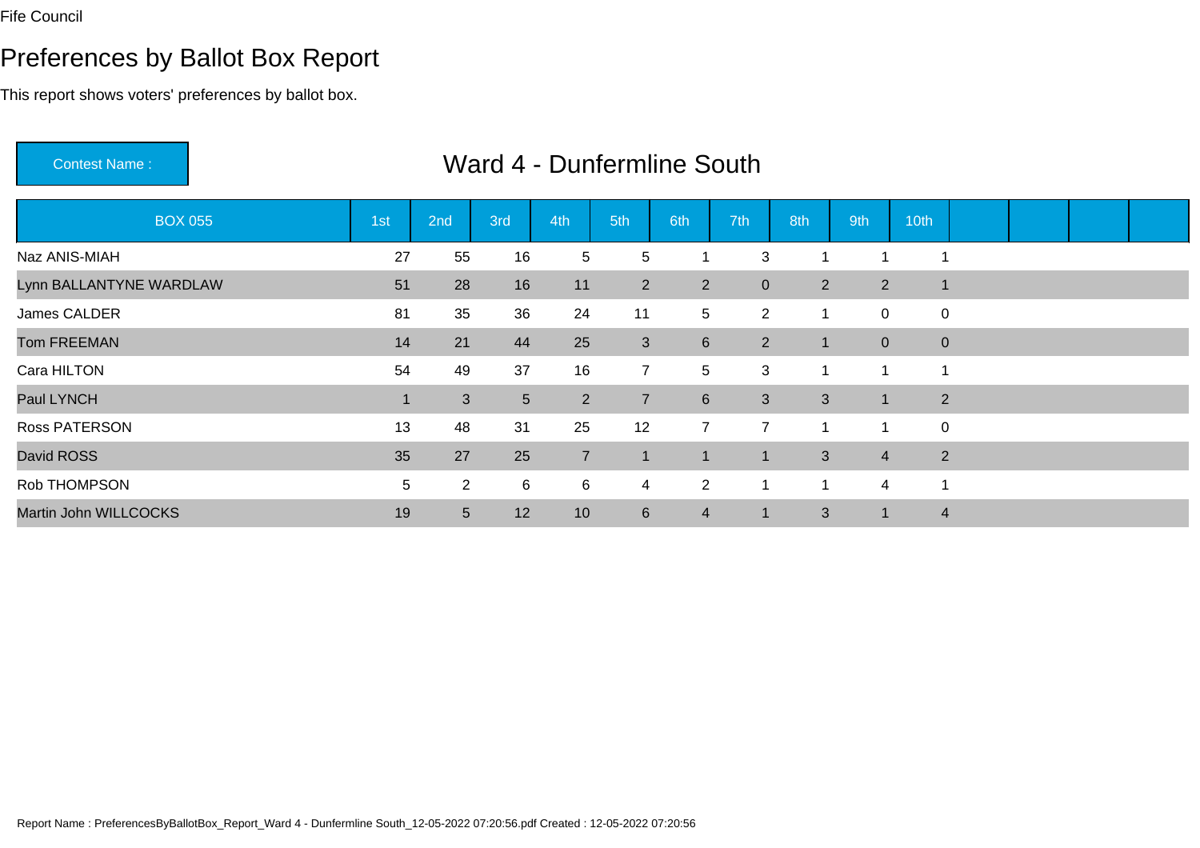Fife Council

# Preferences by Ballot Box Report

This report shows voters' preferences by ballot box.

Contest Name : **Ward 4 - Dunfermline South**

| BOX 055 | 1st | 2nd | 3rd | 4th | 5th | 6th | 7th | 8th | 9th | 10th | | | | |
|---|---|---|---|---|---|---|---|---|---|---|---|---|---|---|
| Naz ANIS-MIAH | 27 | 55 | 16 | 5 | 5 | 1 | 3 | 1 | 1 | 1 | | | | |
| Lynn BALLANTYNE WARDLAW | 51 | 28 | 16 | 11 | 2 | 2 | 0 | 2 | 2 | 1 | | | | |
| James CALDER | 81 | 35 | 36 | 24 | 11 | 5 | 2 | 1 | 0 | 0 | | | | |
| Tom FREEMAN | 14 | 21 | 44 | 25 | 3 | 6 | 2 | 1 | 0 | 0 | | | | |
| Cara HILTON | 54 | 49 | 37 | 16 | 7 | 5 | 3 | 1 | 1 | 1 | | | | |
| Paul LYNCH | 1 | 3 | 5 | 2 | 7 | 6 | 3 | 3 | 1 | 2 | | | | |
| Ross PATERSON | 13 | 48 | 31 | 25 | 12 | 7 | 7 | 1 | 1 | 0 | | | | |
| David ROSS | 35 | 27 | 25 | 7 | 1 | 1 | 1 | 3 | 4 | 2 | | | | |
| Rob THOMPSON | 5 | 2 | 6 | 6 | 4 | 2 | 1 | 1 | 4 | 1 | | | | |
| Martin John WILLCOCKS | 19 | 5 | 12 | 10 | 6 | 4 | 1 | 3 | 1 | 4 | | | | |

Report Name : PreferencesByBallotBox_Report_Ward 4 - Dunfermline South_12-05-2022 07:20:56.pdf Created : 12-05-2022 07:20:56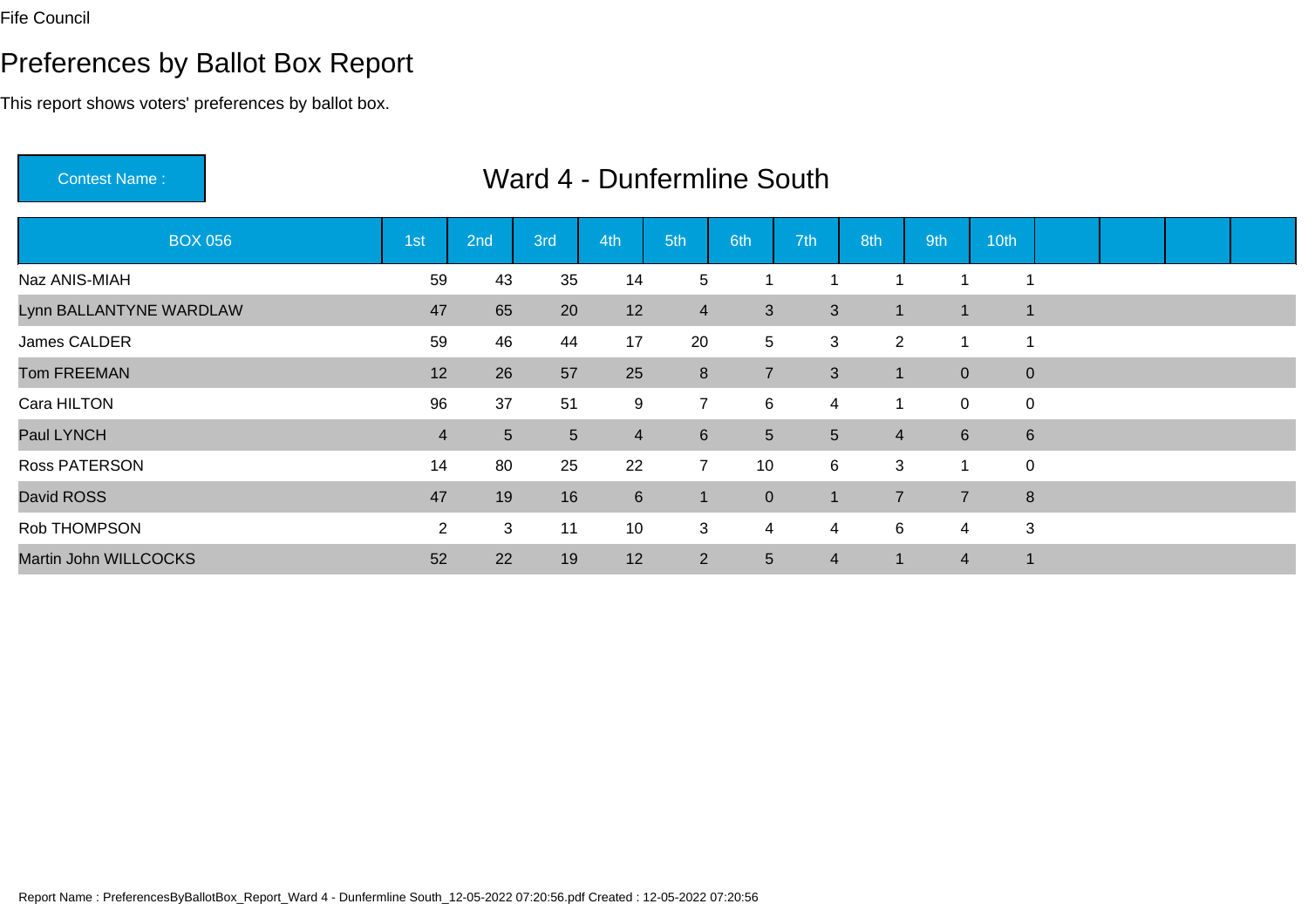Fife Council

# Preferences by Ballot Box Report

This report shows voters' preferences by ballot box.

Contest Name : **Ward 4 - Dunfermline South**

| BOX 056 | 1st | 2nd | 3rd | 4th | 5th | 6th | 7th | 8th | 9th | 10th | | | | |
|---|---|---|---|---|---|---|---|---|---|---|---|---|---|---|
| Naz ANIS-MIAH | 59 | 43 | 35 | 14 | 5 | 1 | 1 | 1 | 1 | 1 | | | | |
| Lynn BALLANTYNE WARDLAW | 47 | 65 | 20 | 12 | 4 | 3 | 3 | 1 | 1 | 1 | | | | |
| James CALDER | 59 | 46 | 44 | 17 | 20 | 5 | 3 | 2 | 1 | 1 | | | | |
| Tom FREEMAN | 12 | 26 | 57 | 25 | 8 | 7 | 3 | 1 | 0 | 0 | | | | |
| Cara HILTON | 96 | 37 | 51 | 9 | 7 | 6 | 4 | 1 | 0 | 0 | | | | |
| Paul LYNCH | 4 | 5 | 5 | 4 | 6 | 5 | 5 | 4 | 6 | 6 | | | | |
| Ross PATERSON | 14 | 80 | 25 | 22 | 7 | 10 | 6 | 3 | 1 | 0 | | | | |
| David ROSS | 47 | 19 | 16 | 6 | 1 | 0 | 1 | 7 | 7 | 8 | | | | |
| Rob THOMPSON | 2 | 3 | 11 | 10 | 3 | 4 | 4 | 6 | 4 | 3 | | | | |
| Martin John WILLCOCKS | 52 | 22 | 19 | 12 | 2 | 5 | 4 | 1 | 4 | 1 | | | | |

Report Name : PreferencesByBallotBox_Report_Ward 4 - Dunfermline South_12-05-2022 07:20:56.pdf Created : 12-05-2022 07:20:56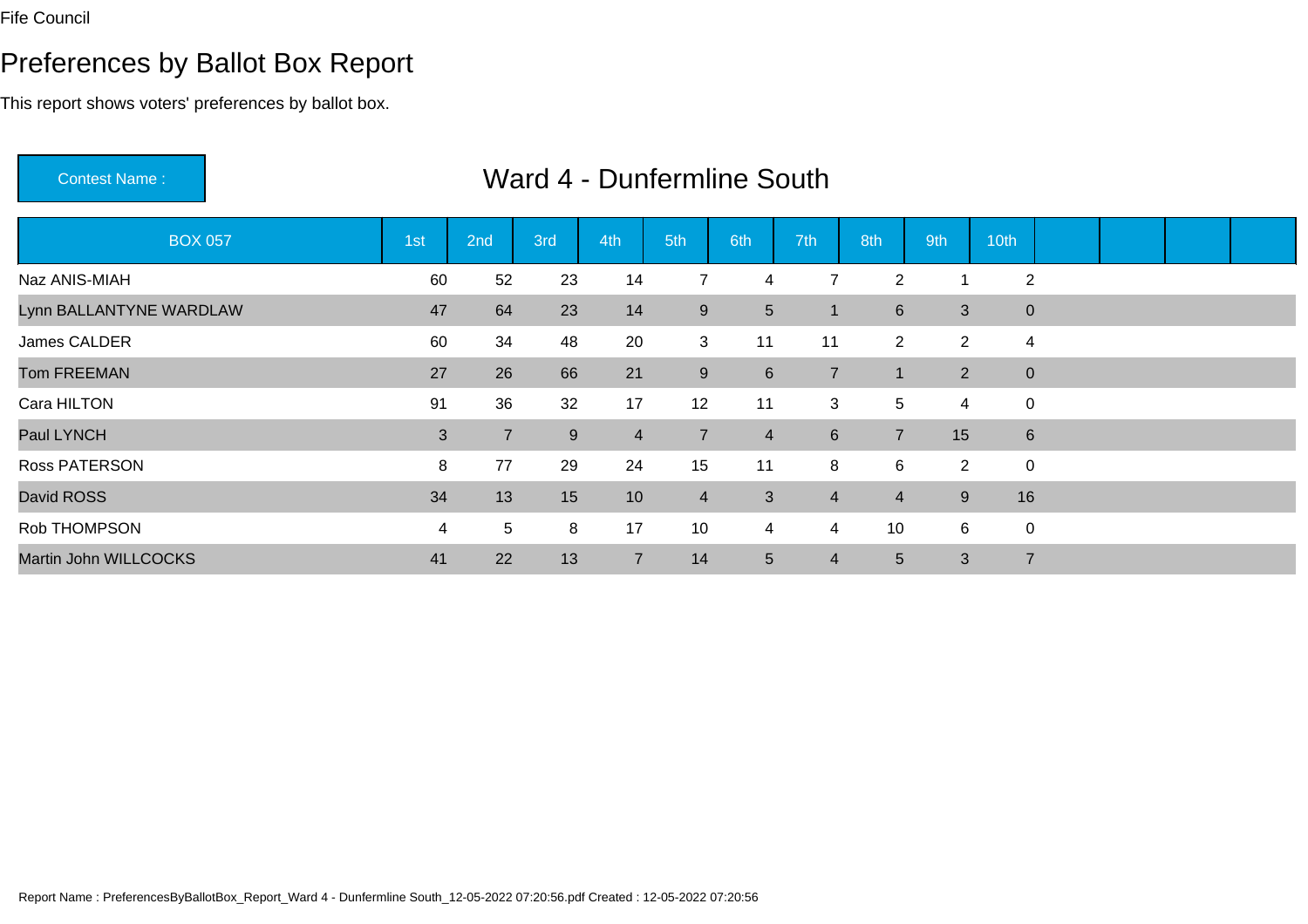Fife Council

# Preferences by Ballot Box Report

This report shows voters' preferences by ballot box.

**Contest Name :** Ward 4 - Dunfermline South

| BOX 057 | 1st | 2nd | 3rd | 4th | 5th | 6th | 7th | 8th | 9th | 10th | | | | |
|---|---|---|---|---|---|---|---|---|---|---|---|---|---|---|
| Naz ANIS-MIAH | 60 | 52 | 23 | 14 | 7 | 4 | 7 | 2 | 1 | 2 | | | | |
| Lynn BALLANTYNE WARDLAW | 47 | 64 | 23 | 14 | 9 | 5 | 1 | 6 | 3 | 0 | | | | |
| James CALDER | 60 | 34 | 48 | 20 | 3 | 11 | 11 | 2 | 2 | 4 | | | | |
| Tom FREEMAN | 27 | 26 | 66 | 21 | 9 | 6 | 7 | 1 | 2 | 0 | | | | |
| Cara HILTON | 91 | 36 | 32 | 17 | 12 | 11 | 3 | 5 | 4 | 0 | | | | |
| Paul LYNCH | 3 | 7 | 9 | 4 | 7 | 4 | 6 | 7 | 15 | 6 | | | | |
| Ross PATERSON | 8 | 77 | 29 | 24 | 15 | 11 | 8 | 6 | 2 | 0 | | | | |
| David ROSS | 34 | 13 | 15 | 10 | 4 | 3 | 4 | 4 | 9 | 16 | | | | |
| Rob THOMPSON | 4 | 5 | 8 | 17 | 10 | 4 | 4 | 10 | 6 | 0 | | | | |
| Martin John WILLCOCKS | 41 | 22 | 13 | 7 | 14 | 5 | 4 | 5 | 3 | 7 | | | | |

Report Name : PreferencesByBallotBox_Report_Ward 4 - Dunfermline South_12-05-2022 07:20:56.pdf Created : 12-05-2022 07:20:56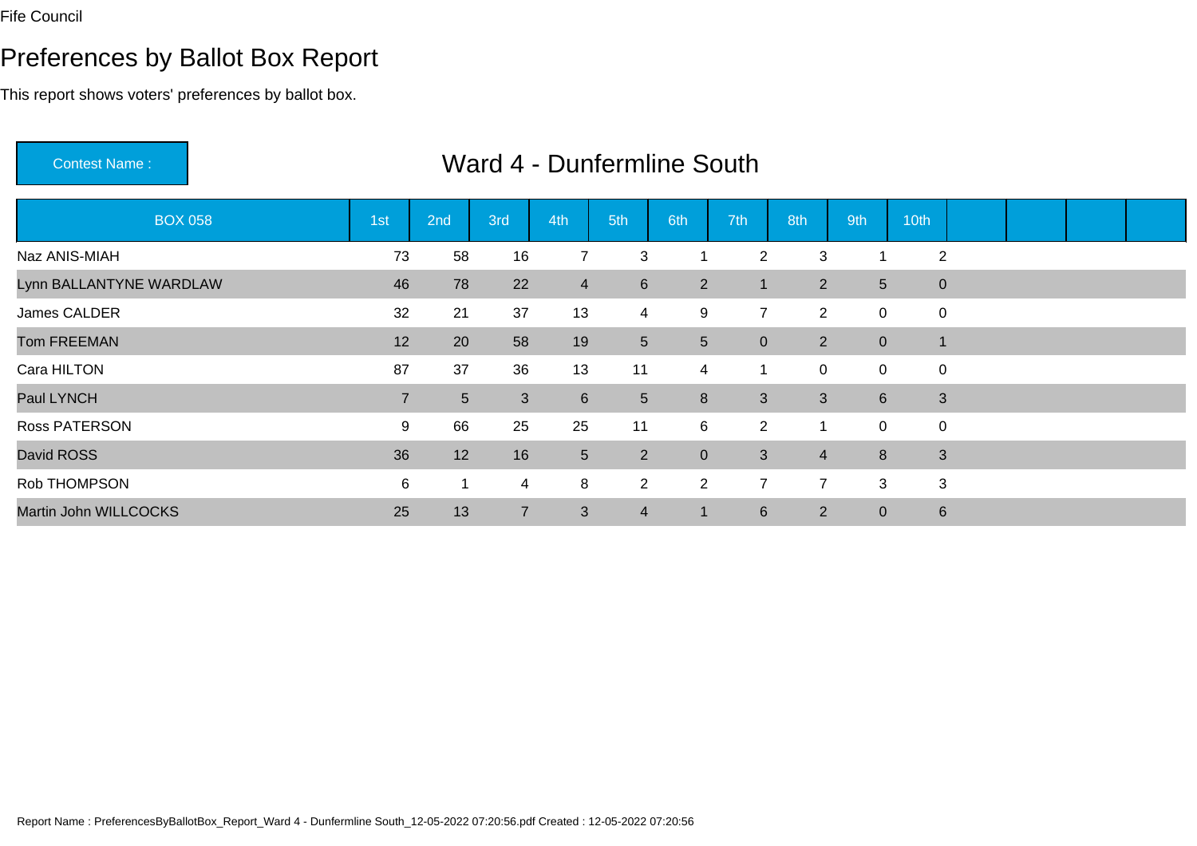Fife Council

# Preferences by Ballot Box Report

This report shows voters' preferences by ballot box.

**Contest Name :** Ward 4 - Dunfermline South

| BOX 058 | 1st | 2nd | 3rd | 4th | 5th | 6th | 7th | 8th | 9th | 10th |
|---|---|---|---|---|---|---|---|---|---|---|
| Naz ANIS-MIAH | 73 | 58 | 16 | 7 | 3 | 1 | 2 | 3 | 1 | 2 |
| Lynn BALLANTYNE WARDLAW | 46 | 78 | 22 | 4 | 6 | 2 | 1 | 2 | 5 | 0 |
| James CALDER | 32 | 21 | 37 | 13 | 4 | 9 | 7 | 2 | 0 | 0 |
| Tom FREEMAN | 12 | 20 | 58 | 19 | 5 | 5 | 0 | 2 | 0 | 1 |
| Cara HILTON | 87 | 37 | 36 | 13 | 11 | 4 | 1 | 0 | 0 | 0 |
| Paul LYNCH | 7 | 5 | 3 | 6 | 5 | 8 | 3 | 3 | 6 | 3 |
| Ross PATERSON | 9 | 66 | 25 | 25 | 11 | 6 | 2 | 1 | 0 | 0 |
| David ROSS | 36 | 12 | 16 | 5 | 2 | 0 | 3 | 4 | 8 | 3 |
| Rob THOMPSON | 6 | 1 | 4 | 8 | 2 | 2 | 7 | 7 | 3 | 3 |
| Martin John WILLCOCKS | 25 | 13 | 7 | 3 | 4 | 1 | 6 | 2 | 0 | 6 |

Report Name : PreferencesByBallotBox_Report_Ward 4 - Dunfermline South_12-05-2022 07:20:56.pdf Created : 12-05-2022 07:20:56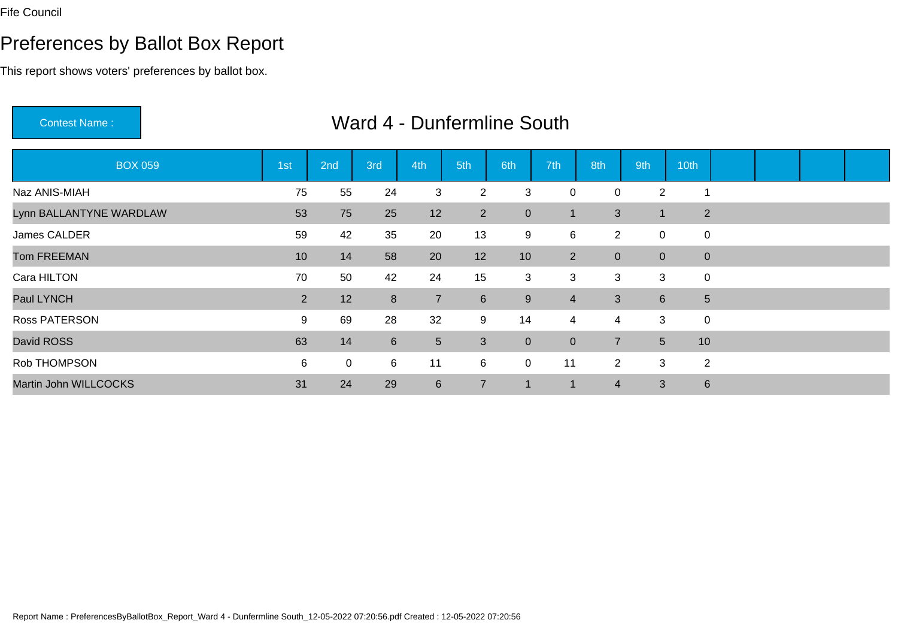Fife Council

# Preferences by Ballot Box Report

This report shows voters' preferences by ballot box.

**Contest Name :** Ward 4 - Dunfermline South

| BOX 059 | 1st | 2nd | 3rd | 4th | 5th | 6th | 7th | 8th | 9th | 10th | | | | |
|---|---|---|---|---|---|---|---|---|---|---|---|---|---|---|
| Naz ANIS-MIAH | 75 | 55 | 24 | 3 | 2 | 3 | 0 | 0 | 2 | 1 | | | | |
| Lynn BALLANTYNE WARDLAW | 53 | 75 | 25 | 12 | 2 | 0 | 1 | 3 | 1 | 2 | | | | |
| James CALDER | 59 | 42 | 35 | 20 | 13 | 9 | 6 | 2 | 0 | 0 | | | | |
| Tom FREEMAN | 10 | 14 | 58 | 20 | 12 | 10 | 2 | 0 | 0 | 0 | | | | |
| Cara HILTON | 70 | 50 | 42 | 24 | 15 | 3 | 3 | 3 | 3 | 0 | | | | |
| Paul LYNCH | 2 | 12 | 8 | 7 | 6 | 9 | 4 | 3 | 6 | 5 | | | | |
| Ross PATERSON | 9 | 69 | 28 | 32 | 9 | 14 | 4 | 4 | 3 | 0 | | | | |
| David ROSS | 63 | 14 | 6 | 5 | 3 | 0 | 0 | 7 | 5 | 10 | | | | |
| Rob THOMPSON | 6 | 0 | 6 | 11 | 6 | 0 | 11 | 2 | 3 | 2 | | | | |
| Martin John WILLCOCKS | 31 | 24 | 29 | 6 | 7 | 1 | 1 | 4 | 3 | 6 | | | | |

Report Name : PreferencesByBallotBox_Report_Ward 4 - Dunfermline South_12-05-2022 07:20:56.pdf Created : 12-05-2022 07:20:56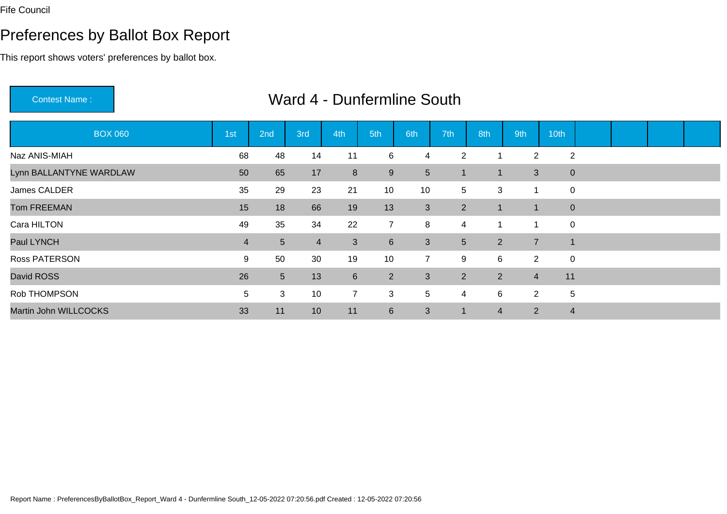Fife Council

# Preferences by Ballot Box Report

This report shows voters' preferences by ballot box.

Contest Name :

## Ward 4 - Dunfermline South

| BOX 060 | 1st | 2nd | 3rd | 4th | 5th | 6th | 7th | 8th | 9th | 10th | | | | |
|---|---|---|---|---|---|---|---|---|---|---|---|---|---|---|
| Naz ANIS-MIAH | 68 | 48 | 14 | 11 | 6 | 4 | 2 | 1 | 2 | 2 | | | | |
| Lynn BALLANTYNE WARDLAW | 50 | 65 | 17 | 8 | 9 | 5 | 1 | 1 | 3 | 0 | | | | |
| James CALDER | 35 | 29 | 23 | 21 | 10 | 10 | 5 | 3 | 1 | 0 | | | | |
| Tom FREEMAN | 15 | 18 | 66 | 19 | 13 | 3 | 2 | 1 | 1 | 0 | | | | |
| Cara HILTON | 49 | 35 | 34 | 22 | 7 | 8 | 4 | 1 | 1 | 0 | | | | |
| Paul LYNCH | 4 | 5 | 4 | 3 | 6 | 3 | 5 | 2 | 7 | 1 | | | | |
| Ross PATERSON | 9 | 50 | 30 | 19 | 10 | 7 | 9 | 6 | 2 | 0 | | | | |
| David ROSS | 26 | 5 | 13 | 6 | 2 | 3 | 2 | 2 | 4 | 11 | | | | |
| Rob THOMPSON | 5 | 3 | 10 | 7 | 3 | 5 | 4 | 6 | 2 | 5 | | | | |
| Martin John WILLCOCKS | 33 | 11 | 10 | 11 | 6 | 3 | 1 | 4 | 2 | 4 | | | | |

Report Name : PreferencesByBallotBox_Report_Ward 4 - Dunfermline South_12-05-2022 07:20:56.pdf Created : 12-05-2022 07:20:56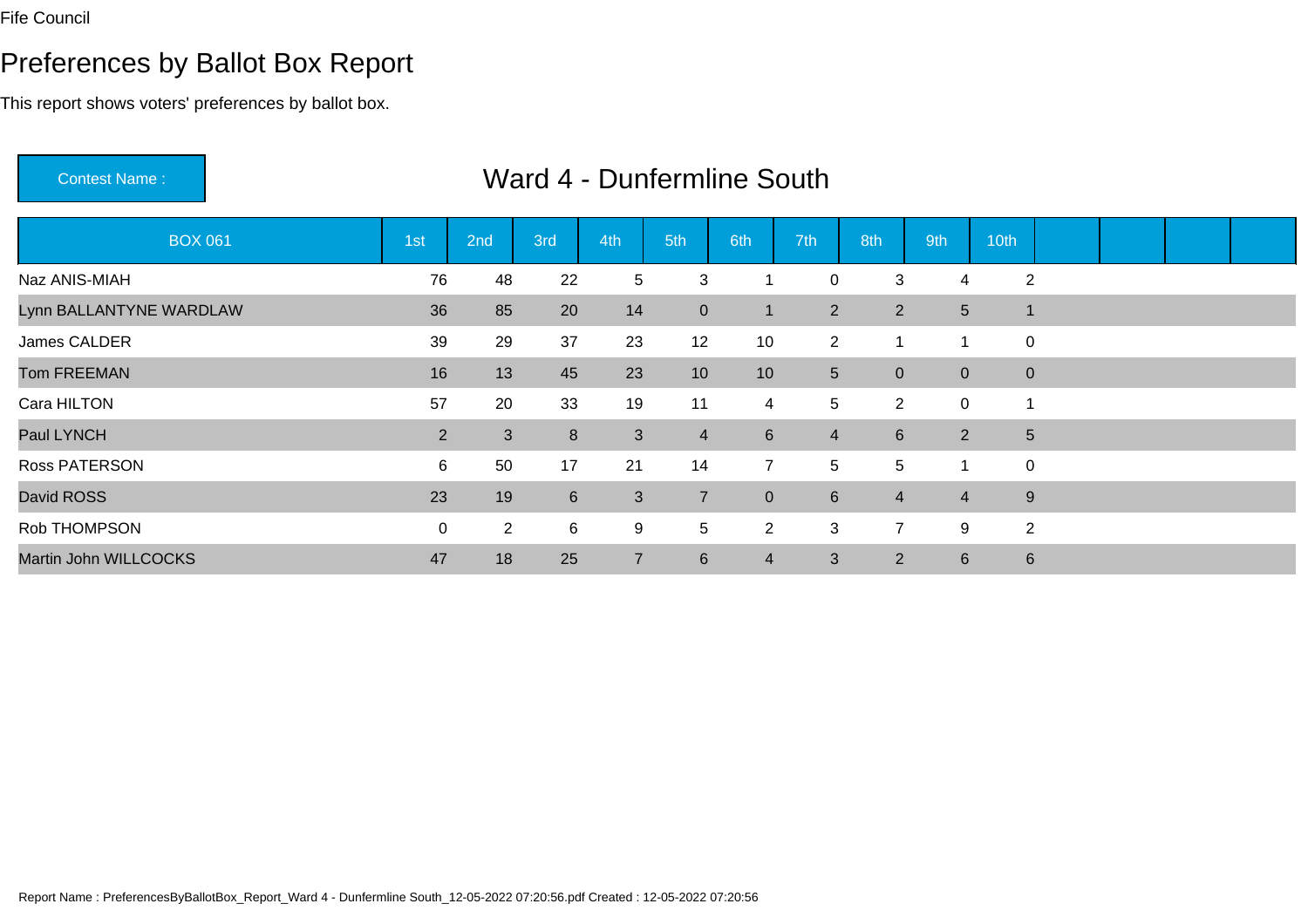Fife Council

# Preferences by Ballot Box Report

This report shows voters' preferences by ballot box.

Contest Name : **Ward 4 - Dunfermline South**

| BOX 061 | 1st | 2nd | 3rd | 4th | 5th | 6th | 7th | 8th | 9th | 10th | | | | |
|---|---|---|---|---|---|---|---|---|---|---|---|---|---|---|
| Naz ANIS-MIAH | 76 | 48 | 22 | 5 | 3 | 1 | 0 | 3 | 4 | 2 | | | | |
| Lynn BALLANTYNE WARDLAW | 36 | 85 | 20 | 14 | 0 | 1 | 2 | 2 | 5 | 1 | | | | |
| James CALDER | 39 | 29 | 37 | 23 | 12 | 10 | 2 | 1 | 1 | 0 | | | | |
| Tom FREEMAN | 16 | 13 | 45 | 23 | 10 | 10 | 5 | 0 | 0 | 0 | | | | |
| Cara HILTON | 57 | 20 | 33 | 19 | 11 | 4 | 5 | 2 | 0 | 1 | | | | |
| Paul LYNCH | 2 | 3 | 8 | 3 | 4 | 6 | 4 | 6 | 2 | 5 | | | | |
| Ross PATERSON | 6 | 50 | 17 | 21 | 14 | 7 | 5 | 5 | 1 | 0 | | | | |
| David ROSS | 23 | 19 | 6 | 3 | 7 | 0 | 6 | 4 | 4 | 9 | | | | |
| Rob THOMPSON | 0 | 2 | 6 | 9 | 5 | 2 | 3 | 7 | 9 | 2 | | | | |
| Martin John WILLCOCKS | 47 | 18 | 25 | 7 | 6 | 4 | 3 | 2 | 6 | 6 | | | | |

Report Name : PreferencesByBallotBox_Report_Ward 4 - Dunfermline South_12-05-2022 07:20:56.pdf Created : 12-05-2022 07:20:56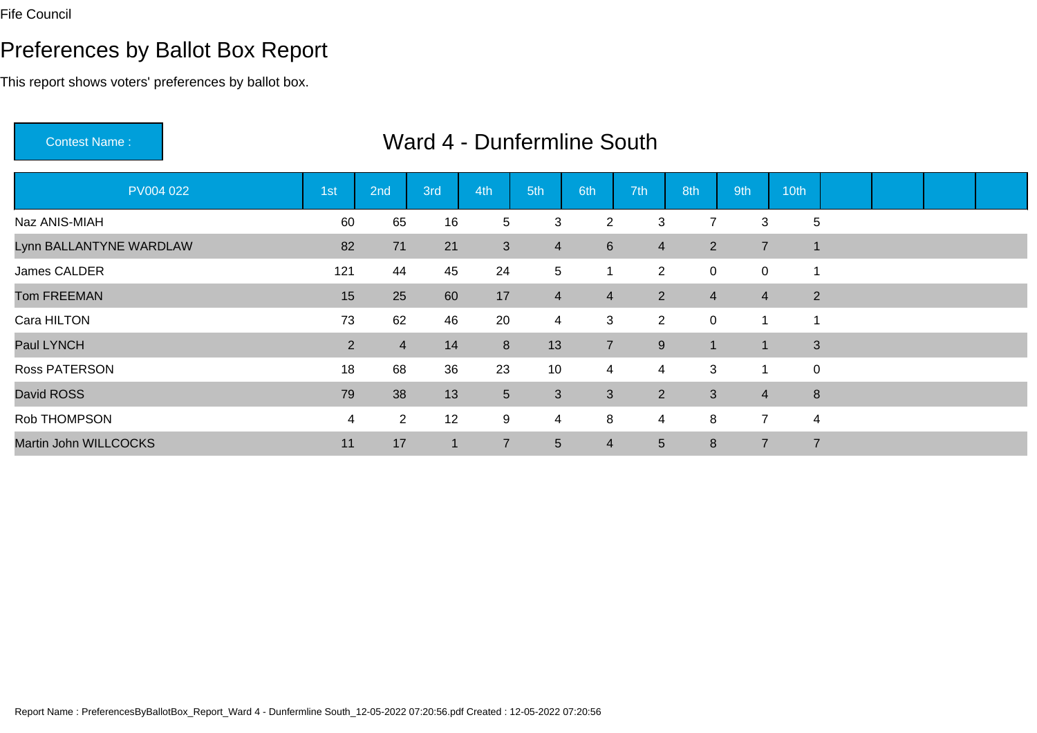Fife Council

# Preferences by Ballot Box Report

This report shows voters' preferences by ballot box.

Contest Name : **Ward 4 - Dunfermline South**

| PV004 022 | 1st | 2nd | 3rd | 4th | 5th | 6th | 7th | 8th | 9th | 10th | | | | |
|---|---|---|---|---|---|---|---|---|---|---|---|---|---|---|
| Naz ANIS-MIAH | 60 | 65 | 16 | 5 | 3 | 2 | 3 | 7 | 3 | 5 | | | | |
| Lynn BALLANTYNE WARDLAW | 82 | 71 | 21 | 3 | 4 | 6 | 4 | 2 | 7 | 1 | | | | |
| James CALDER | 121 | 44 | 45 | 24 | 5 | 1 | 2 | 0 | 0 | 1 | | | | |
| Tom FREEMAN | 15 | 25 | 60 | 17 | 4 | 4 | 2 | 4 | 4 | 2 | | | | |
| Cara HILTON | 73 | 62 | 46 | 20 | 4 | 3 | 2 | 0 | 1 | 1 | | | | |
| Paul LYNCH | 2 | 4 | 14 | 8 | 13 | 7 | 9 | 1 | 1 | 3 | | | | |
| Ross PATERSON | 18 | 68 | 36 | 23 | 10 | 4 | 4 | 3 | 1 | 0 | | | | |
| David ROSS | 79 | 38 | 13 | 5 | 3 | 3 | 2 | 3 | 4 | 8 | | | | |
| Rob THOMPSON | 4 | 2 | 12 | 9 | 4 | 8 | 4 | 8 | 7 | 4 | | | | |
| Martin John WILLCOCKS | 11 | 17 | 1 | 7 | 5 | 4 | 5 | 8 | 7 | 7 | | | | |

Report Name : PreferencesByBallotBox_Report_Ward 4 - Dunfermline South_12-05-2022 07:20:56.pdf Created : 12-05-2022 07:20:56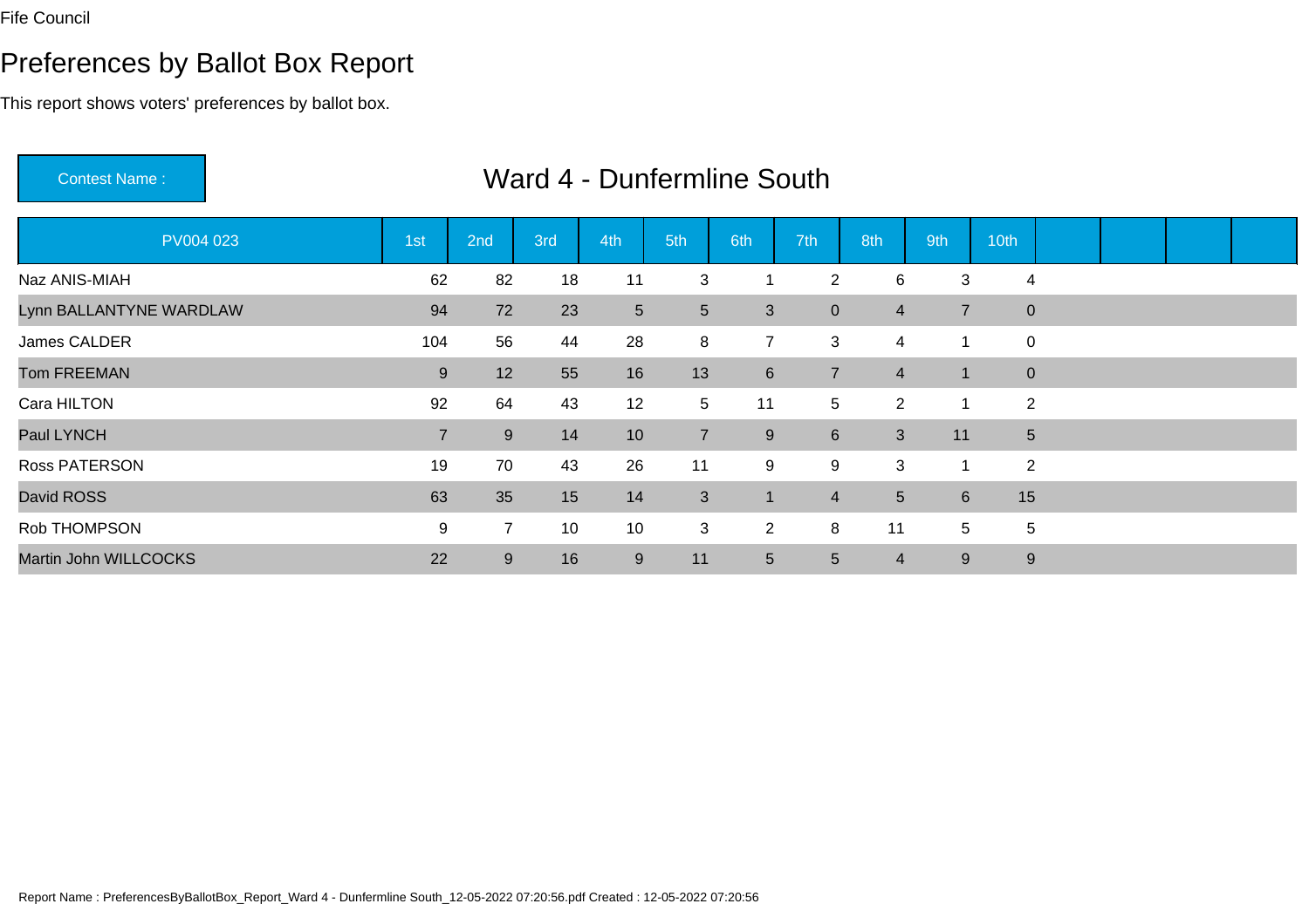Fife Council

# Preferences by Ballot Box Report

This report shows voters' preferences by ballot box.

Contest Name : **Ward 4 - Dunfermline South**

| PV004 023 | 1st | 2nd | 3rd | 4th | 5th | 6th | 7th | 8th | 9th | 10th | | | | |
|---|---|---|---|---|---|---|---|---|---|---|---|---|---|---|
| Naz ANIS-MIAH | 62 | 82 | 18 | 11 | 3 | 1 | 2 | 6 | 3 | 4 | | | | |
| Lynn BALLANTYNE WARDLAW | 94 | 72 | 23 | 5 | 5 | 3 | 0 | 4 | 7 | 0 | | | | |
| James CALDER | 104 | 56 | 44 | 28 | 8 | 7 | 3 | 4 | 1 | 0 | | | | |
| Tom FREEMAN | 9 | 12 | 55 | 16 | 13 | 6 | 7 | 4 | 1 | 0 | | | | |
| Cara HILTON | 92 | 64 | 43 | 12 | 5 | 11 | 5 | 2 | 1 | 2 | | | | |
| Paul LYNCH | 7 | 9 | 14 | 10 | 7 | 9 | 6 | 3 | 11 | 5 | | | | |
| Ross PATERSON | 19 | 70 | 43 | 26 | 11 | 9 | 9 | 3 | 1 | 2 | | | | |
| David ROSS | 63 | 35 | 15 | 14 | 3 | 1 | 4 | 5 | 6 | 15 | | | | |
| Rob THOMPSON | 9 | 7 | 10 | 10 | 3 | 2 | 8 | 11 | 5 | 5 | | | | |
| Martin John WILLCOCKS | 22 | 9 | 16 | 9 | 11 | 5 | 5 | 4 | 9 | 9 | | | | |

Report Name : PreferencesByBallotBox_Report_Ward 4 - Dunfermline South_12-05-2022 07:20:56.pdf Created : 12-05-2022 07:20:56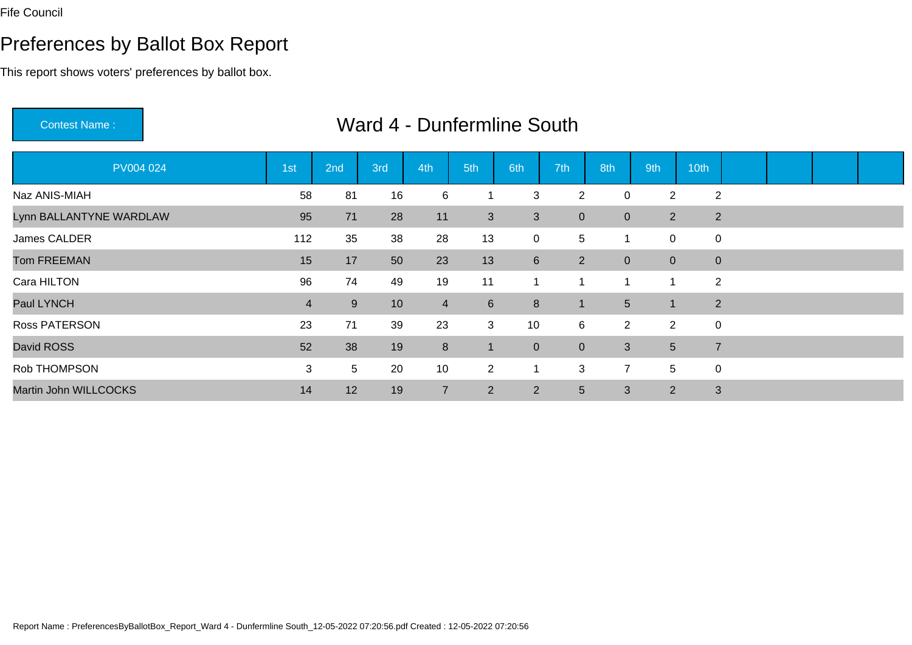Fife Council

# Preferences by Ballot Box Report

This report shows voters' preferences by ballot box.

**Contest Name :** Ward 4 - Dunfermline South

| PV004 024 | 1st | 2nd | 3rd | 4th | 5th | 6th | 7th | 8th | 9th | 10th | | | | |
|---|---|---|---|---|---|---|---|---|---|---|---|---|---|---|
| Naz ANIS-MIAH | 58 | 81 | 16 | 6 | 1 | 3 | 2 | 0 | 2 | 2 | | | | |
| Lynn BALLANTYNE WARDLAW | 95 | 71 | 28 | 11 | 3 | 3 | 0 | 0 | 2 | 2 | | | | |
| James CALDER | 112 | 35 | 38 | 28 | 13 | 0 | 5 | 1 | 0 | 0 | | | | |
| Tom FREEMAN | 15 | 17 | 50 | 23 | 13 | 6 | 2 | 0 | 0 | 0 | | | | |
| Cara HILTON | 96 | 74 | 49 | 19 | 11 | 1 | 1 | 1 | 1 | 2 | | | | |
| Paul LYNCH | 4 | 9 | 10 | 4 | 6 | 8 | 1 | 5 | 1 | 2 | | | | |
| Ross PATERSON | 23 | 71 | 39 | 23 | 3 | 10 | 6 | 2 | 2 | 0 | | | | |
| David ROSS | 52 | 38 | 19 | 8 | 1 | 0 | 0 | 3 | 5 | 7 | | | | |
| Rob THOMPSON | 3 | 5 | 20 | 10 | 2 | 1 | 3 | 7 | 5 | 0 | | | | |
| Martin John WILLCOCKS | 14 | 12 | 19 | 7 | 2 | 2 | 5 | 3 | 2 | 3 | | | | |

Report Name : PreferencesByBallotBox_Report_Ward 4 - Dunfermline South_12-05-2022 07:20:56.pdf Created : 12-05-2022 07:20:56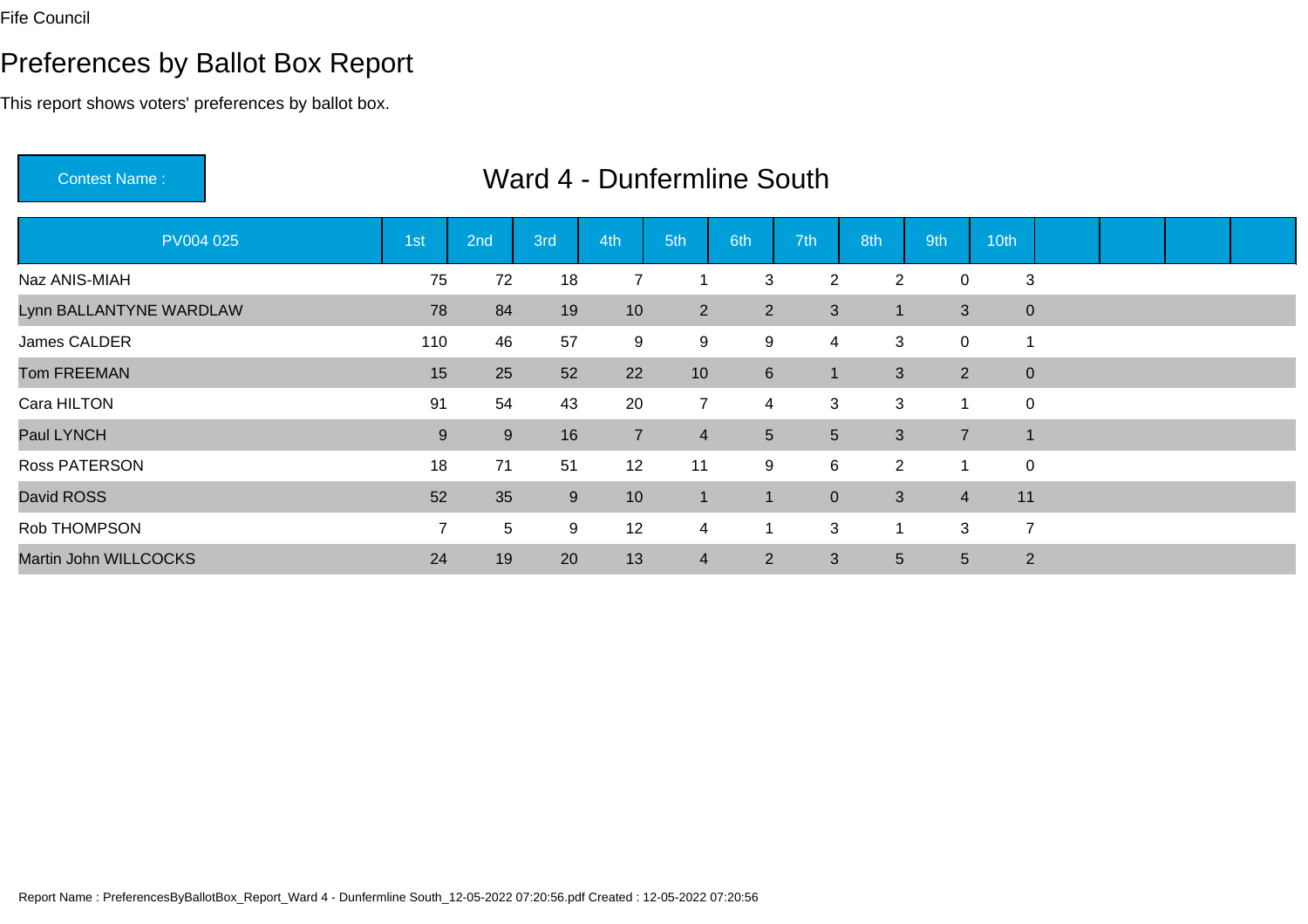Fife Council

# Preferences by Ballot Box Report

This report shows voters' preferences by ballot box.

| Contest Name : | Ward 4 - Dunfermline South |
|---|---|

| PV004 025 | 1st | 2nd | 3rd | 4th | 5th | 6th | 7th | 8th | 9th | 10th | | | | |
|---|---|---|---|---|---|---|---|---|---|---|---|---|---|---|
| Naz ANIS-MIAH | 75 | 72 | 18 | 7 | 1 | 3 | 2 | 2 | 0 | 3 | | | | |
| Lynn BALLANTYNE WARDLAW | 78 | 84 | 19 | 10 | 2 | 2 | 3 | 1 | 3 | 0 | | | | |
| James CALDER | 110 | 46 | 57 | 9 | 9 | 9 | 4 | 3 | 0 | 1 | | | | |
| Tom FREEMAN | 15 | 25 | 52 | 22 | 10 | 6 | 1 | 3 | 2 | 0 | | | | |
| Cara HILTON | 91 | 54 | 43 | 20 | 7 | 4 | 3 | 3 | 1 | 0 | | | | |
| Paul LYNCH | 9 | 9 | 16 | 7 | 4 | 5 | 5 | 3 | 7 | 1 | | | | |
| Ross PATERSON | 18 | 71 | 51 | 12 | 11 | 9 | 6 | 2 | 1 | 0 | | | | |
| David ROSS | 52 | 35 | 9 | 10 | 1 | 1 | 0 | 3 | 4 | 11 | | | | |
| Rob THOMPSON | 7 | 5 | 9 | 12 | 4 | 1 | 3 | 1 | 3 | 7 | | | | |
| Martin John WILLCOCKS | 24 | 19 | 20 | 13 | 4 | 2 | 3 | 5 | 5 | 2 | | | | |

Report Name : PreferencesByBallotBox_Report_Ward 4 - Dunfermline South_12-05-2022 07:20:56.pdf Created : 12-05-2022 07:20:56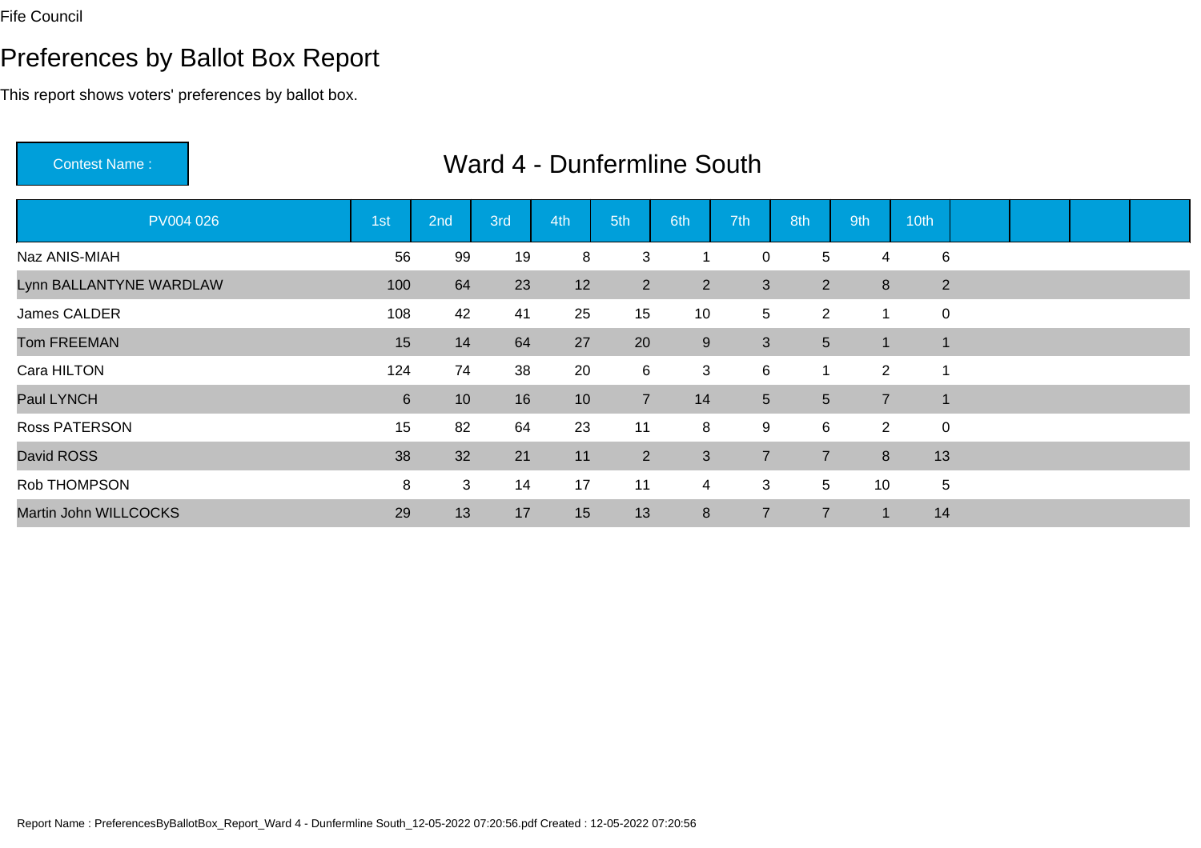Fife Council

# Preferences by Ballot Box Report

This report shows voters' preferences by ballot box.

**Contest Name :** Ward 4 - Dunfermline South

| PV004 026 | 1st | 2nd | 3rd | 4th | 5th | 6th | 7th | 8th | 9th | 10th |
|---|---|---|---|---|---|---|---|---|---|---|
| Naz ANIS-MIAH | 56 | 99 | 19 | 8 | 3 | 1 | 0 | 5 | 4 | 6 |
| Lynn BALLANTYNE WARDLAW | 100 | 64 | 23 | 12 | 2 | 2 | 3 | 2 | 8 | 2 |
| James CALDER | 108 | 42 | 41 | 25 | 15 | 10 | 5 | 2 | 1 | 0 |
| Tom FREEMAN | 15 | 14 | 64 | 27 | 20 | 9 | 3 | 5 | 1 | 1 |
| Cara HILTON | 124 | 74 | 38 | 20 | 6 | 3 | 6 | 1 | 2 | 1 |
| Paul LYNCH | 6 | 10 | 16 | 10 | 7 | 14 | 5 | 5 | 7 | 1 |
| Ross PATERSON | 15 | 82 | 64 | 23 | 11 | 8 | 9 | 6 | 2 | 0 |
| David ROSS | 38 | 32 | 21 | 11 | 2 | 3 | 7 | 7 | 8 | 13 |
| Rob THOMPSON | 8 | 3 | 14 | 17 | 11 | 4 | 3 | 5 | 10 | 5 |
| Martin John WILLCOCKS | 29 | 13 | 17 | 15 | 13 | 8 | 7 | 7 | 1 | 14 |

Report Name : PreferencesByBallotBox_Report_Ward 4 - Dunfermline South_12-05-2022 07:20:56.pdf Created : 12-05-2022 07:20:56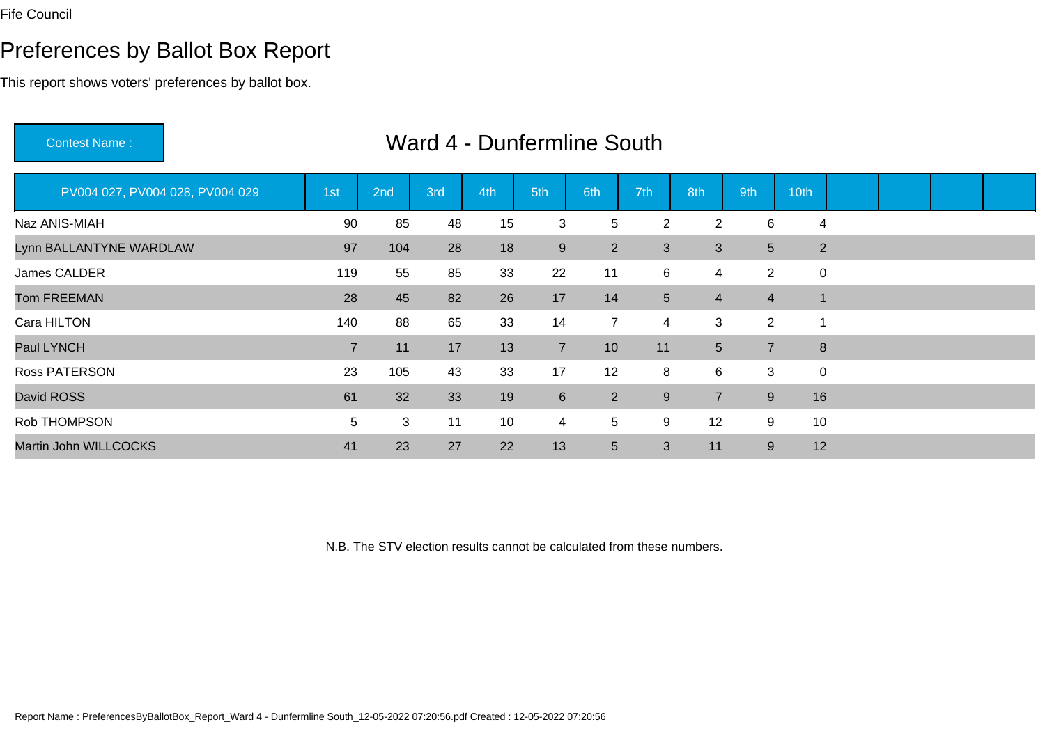Fife Council

# Preferences by Ballot Box Report

This report shows voters' preferences by ballot box.

Contest Name : **Ward 4 - Dunfermline South**

| PV004 027, PV004 028, PV004 029 | 1st | 2nd | 3rd | 4th | 5th | 6th | 7th | 8th | 9th | 10th | | | | |
|---|---|---|---|---|---|---|---|---|---|---|---|---|---|---|
| Naz ANIS-MIAH | 90 | 85 | 48 | 15 | 3 | 5 | 2 | 2 | 6 | 4 | | | | |
| Lynn BALLANTYNE WARDLAW | 97 | 104 | 28 | 18 | 9 | 2 | 3 | 3 | 5 | 2 | | | | |
| James CALDER | 119 | 55 | 85 | 33 | 22 | 11 | 6 | 4 | 2 | 0 | | | | |
| Tom FREEMAN | 28 | 45 | 82 | 26 | 17 | 14 | 5 | 4 | 4 | 1 | | | | |
| Cara HILTON | 140 | 88 | 65 | 33 | 14 | 7 | 4 | 3 | 2 | 1 | | | | |
| Paul LYNCH | 7 | 11 | 17 | 13 | 7 | 10 | 11 | 5 | 7 | 8 | | | | |
| Ross PATERSON | 23 | 105 | 43 | 33 | 17 | 12 | 8 | 6 | 3 | 0 | | | | |
| David ROSS | 61 | 32 | 33 | 19 | 6 | 2 | 9 | 7 | 9 | 16 | | | | |
| Rob THOMPSON | 5 | 3 | 11 | 10 | 4 | 5 | 9 | 12 | 9 | 10 | | | | |
| Martin John WILLCOCKS | 41 | 23 | 27 | 22 | 13 | 5 | 3 | 11 | 9 | 12 | | | | |

N.B. The STV election results cannot be calculated from these numbers.

Report Name : PreferencesByBallotBox_Report_Ward 4 - Dunfermline South_12-05-2022 07:20:56.pdf Created : 12-05-2022 07:20:56